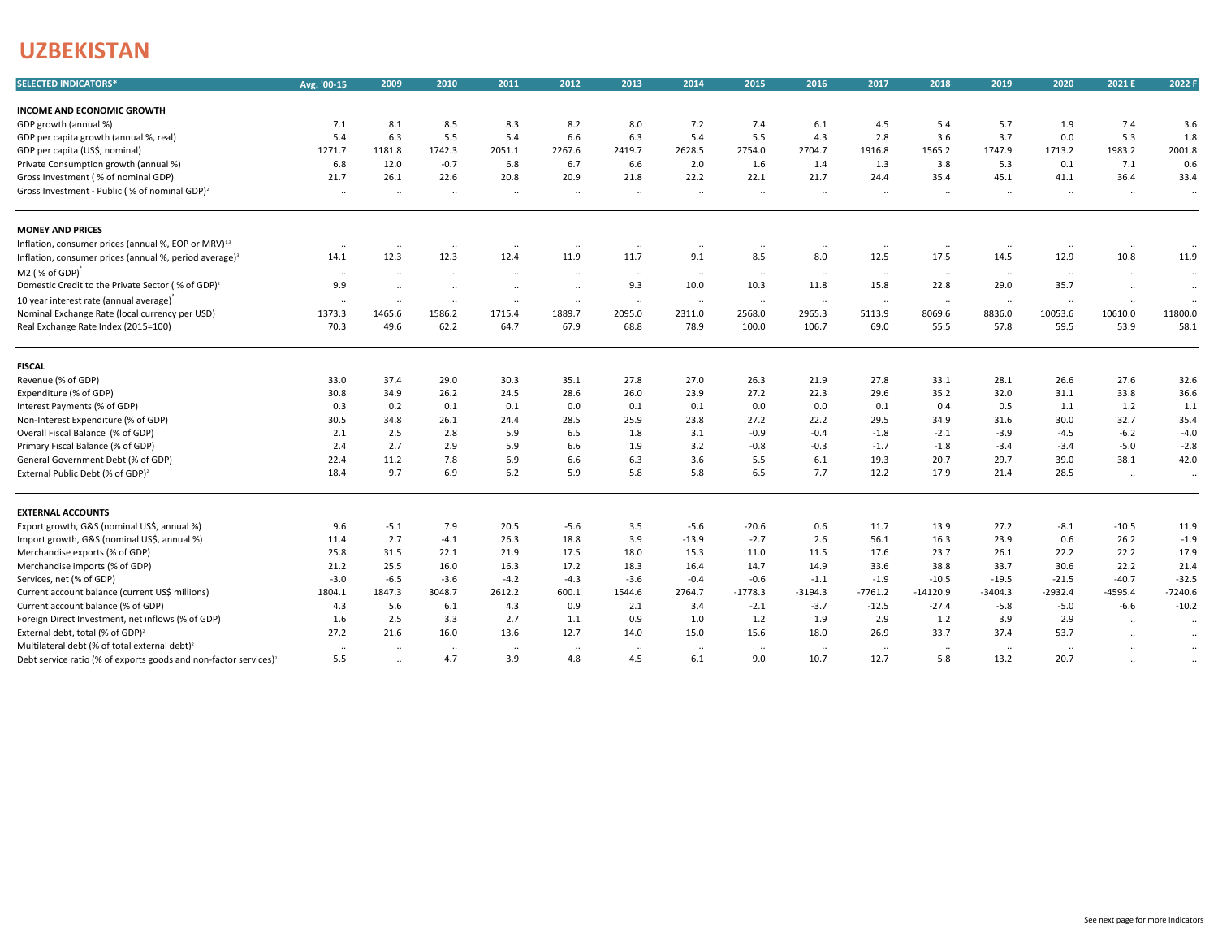# UZBEKISTAN

| SELECTED INDICATORS* | Avg. '00-15 | 2009 | 2010 | 2011 | 2012 | 2013 | 2014 | 2015 | 2016 | 2017 | 2018 | 2019 | 2020 | 2021 E | 2022 F |
|---|---|---|---|---|---|---|---|---|---|---|---|---|---|---|---|
| **INCOME AND ECONOMIC GROWTH** | | | | | | | | | | | | | | | |
| GDP growth (annual %) | 7.1 | 8.1 | 8.5 | 8.3 | 8.2 | 8.0 | 7.2 | 7.4 | 6.1 | 4.5 | 5.4 | 5.7 | 1.9 | 7.4 | 3.6 |
| GDP per capita growth (annual %, real) | 5.4 | 6.3 | 5.5 | 5.4 | 6.6 | 6.3 | 5.4 | 5.5 | 4.3 | 2.8 | 3.6 | 3.7 | 0.0 | 5.3 | 1.8 |
| GDP per capita (US$, nominal) | 1271.7 | 1181.8 | 1742.3 | 2051.1 | 2267.6 | 2419.7 | 2628.5 | 2754.0 | 2704.7 | 1916.8 | 1565.2 | 1747.9 | 1713.2 | 1983.2 | 2001.8 |
| Private Consumption growth (annual %) | 6.8 | 12.0 | -0.7 | 6.8 | 6.7 | 6.6 | 2.0 | 1.6 | 1.4 | 1.3 | 3.8 | 5.3 | 0.1 | 7.1 | 0.6 |
| Gross Investment ( % of nominal GDP) | 21.7 | 26.1 | 22.6 | 20.8 | 20.9 | 21.8 | 22.2 | 22.1 | 21.7 | 24.4 | 35.4 | 45.1 | 41.1 | 36.4 | 33.4 |
| Gross Investment - Public ( % of nominal GDP)[2] | .. | .. | .. | .. | .. | .. | .. | .. | .. | .. | .. | .. | .. | .. | .. |
| **MONEY AND PRICES** | | | | | | | | | | | | | | | |
| Inflation, consumer prices (annual %, EOP or MRV)[1,3] | .. | .. | .. | .. | .. | .. | .. | .. | .. | .. | .. | .. | .. | .. | .. |
| Inflation, consumer prices (annual %, period average)[3] | 14.1 | 12.3 | 12.3 | 12.4 | 11.9 | 11.7 | 9.1 | 8.5 | 8.0 | 12.5 | 17.5 | 14.5 | 12.9 | 10.8 | 11.9 |
| M2 ( % of GDP)[2] | .. | .. | .. | .. | .. | .. | .. | .. | .. | .. | .. | .. | .. | .. | .. |
| Domestic Credit to the Private Sector ( % of GDP)[2] | 9.9 | .. | .. | .. | .. | 9.3 | 10.0 | 10.3 | 11.8 | 15.8 | 22.8 | 29.0 | 35.7 | .. | .. |
| 10 year interest rate (annual average)[4] | .. | .. | .. | .. | .. | .. | .. | .. | .. | .. | .. | .. | .. | .. | .. |
| Nominal Exchange Rate (local currency per USD) | 1373.3 | 1465.6 | 1586.2 | 1715.4 | 1889.7 | 2095.0 | 2311.0 | 2568.0 | 2965.3 | 5113.9 | 8069.6 | 8836.0 | 10053.6 | 10610.0 | 11800.0 |
| Real Exchange Rate Index (2015=100) | 70.3 | 49.6 | 62.2 | 64.7 | 67.9 | 68.8 | 78.9 | 100.0 | 106.7 | 69.0 | 55.5 | 57.8 | 59.5 | 53.9 | 58.1 |
| **FISCAL** | | | | | | | | | | | | | | | |
| Revenue (% of GDP) | 33.0 | 37.4 | 29.0 | 30.3 | 35.1 | 27.8 | 27.0 | 26.3 | 21.9 | 27.8 | 33.1 | 28.1 | 26.6 | 27.6 | 32.6 |
| Expenditure (% of GDP) | 30.8 | 34.9 | 26.2 | 24.5 | 28.6 | 26.0 | 23.9 | 27.2 | 22.3 | 29.6 | 35.2 | 32.0 | 31.1 | 33.8 | 36.6 |
| Interest Payments (% of GDP) | 0.3 | 0.2 | 0.1 | 0.1 | 0.0 | 0.1 | 0.1 | 0.0 | 0.0 | 0.1 | 0.4 | 0.5 | 1.1 | 1.2 | 1.1 |
| Non-Interest Expenditure (% of GDP) | 30.5 | 34.8 | 26.1 | 24.4 | 28.5 | 25.9 | 23.8 | 27.2 | 22.2 | 29.5 | 34.9 | 31.6 | 30.0 | 32.7 | 35.4 |
| Overall Fiscal Balance (% of GDP) | 2.1 | 2.5 | 2.8 | 5.9 | 6.5 | 1.8 | 3.1 | -0.9 | -0.4 | -1.8 | -2.1 | -3.9 | -4.5 | -6.2 | -4.0 |
| Primary Fiscal Balance (% of GDP) | 2.4 | 2.7 | 2.9 | 5.9 | 6.6 | 1.9 | 3.2 | -0.8 | -0.3 | -1.7 | -1.8 | -3.4 | -3.4 | -5.0 | -2.8 |
| General Government Debt (% of GDP) | 22.4 | 11.2 | 7.8 | 6.9 | 6.6 | 6.3 | 3.6 | 5.5 | 6.1 | 19.3 | 20.7 | 29.7 | 39.0 | 38.1 | 42.0 |
| External Public Debt (% of GDP)[2] | 18.4 | 9.7 | 6.9 | 6.2 | 5.9 | 5.8 | 5.8 | 6.5 | 7.7 | 12.2 | 17.9 | 21.4 | 28.5 | .. | .. |
| **EXTERNAL ACCOUNTS** | | | | | | | | | | | | | | | |
| Export growth, G&S (nominal US$, annual %) | 9.6 | -5.1 | 7.9 | 20.5 | -5.6 | 3.5 | -5.6 | -20.6 | 0.6 | 11.7 | 13.9 | 27.2 | -8.1 | -10.5 | 11.9 |
| Import growth, G&S (nominal US$, annual %) | 11.4 | 2.7 | -4.1 | 26.3 | 18.8 | 3.9 | -13.9 | -2.7 | 2.6 | 56.1 | 16.3 | 23.9 | 0.6 | 26.2 | -1.9 |
| Merchandise exports (% of GDP) | 25.8 | 31.5 | 22.1 | 21.9 | 17.5 | 18.0 | 15.3 | 11.0 | 11.5 | 17.6 | 23.7 | 26.1 | 22.2 | 22.2 | 17.9 |
| Merchandise imports (% of GDP) | 21.2 | 25.5 | 16.0 | 16.3 | 17.2 | 18.3 | 16.4 | 14.7 | 14.9 | 33.6 | 38.8 | 33.7 | 30.6 | 22.2 | 21.4 |
| Services, net (% of GDP) | -3.0 | -6.5 | -3.6 | -4.2 | -4.3 | -3.6 | -0.4 | -0.6 | -1.1 | -1.9 | -10.5 | -19.5 | -21.5 | -40.7 | -32.5 |
| Current account balance (current US$ millions) | 1804.1 | 1847.3 | 3048.7 | 2612.2 | 600.1 | 1544.6 | 2764.7 | -1778.3 | -3194.3 | -7761.2 | -14120.9 | -3404.3 | -2932.4 | -4595.4 | -7240.6 |
| Current account balance (% of GDP) | 4.3 | 5.6 | 6.1 | 4.3 | 0.9 | 2.1 | 3.4 | -2.1 | -3.7 | -12.5 | -27.4 | -5.8 | -5.0 | -6.6 | -10.2 |
| Foreign Direct Investment, net inflows (% of GDP) | 1.6 | 2.5 | 3.3 | 2.7 | 1.1 | 0.9 | 1.0 | 1.2 | 1.9 | 2.9 | 1.2 | 3.9 | 2.9 | .. | .. |
| External debt, total (% of GDP)[2] | 27.2 | 21.6 | 16.0 | 13.6 | 12.7 | 14.0 | 15.0 | 15.6 | 18.0 | 26.9 | 33.7 | 37.4 | 53.7 | .. | .. |
| Multilateral debt (% of total external debt)[2] | .. | .. | .. | .. | .. | .. | .. | .. | .. | .. | .. | .. | .. | .. | .. |
| Debt service ratio (% of exports goods and non-factor services)[2] | 5.5 | .. | 4.7 | 3.9 | 4.8 | 4.5 | 6.1 | 9.0 | 10.7 | 12.7 | 5.8 | 13.2 | 20.7 | .. | .. |

See next page for more indicators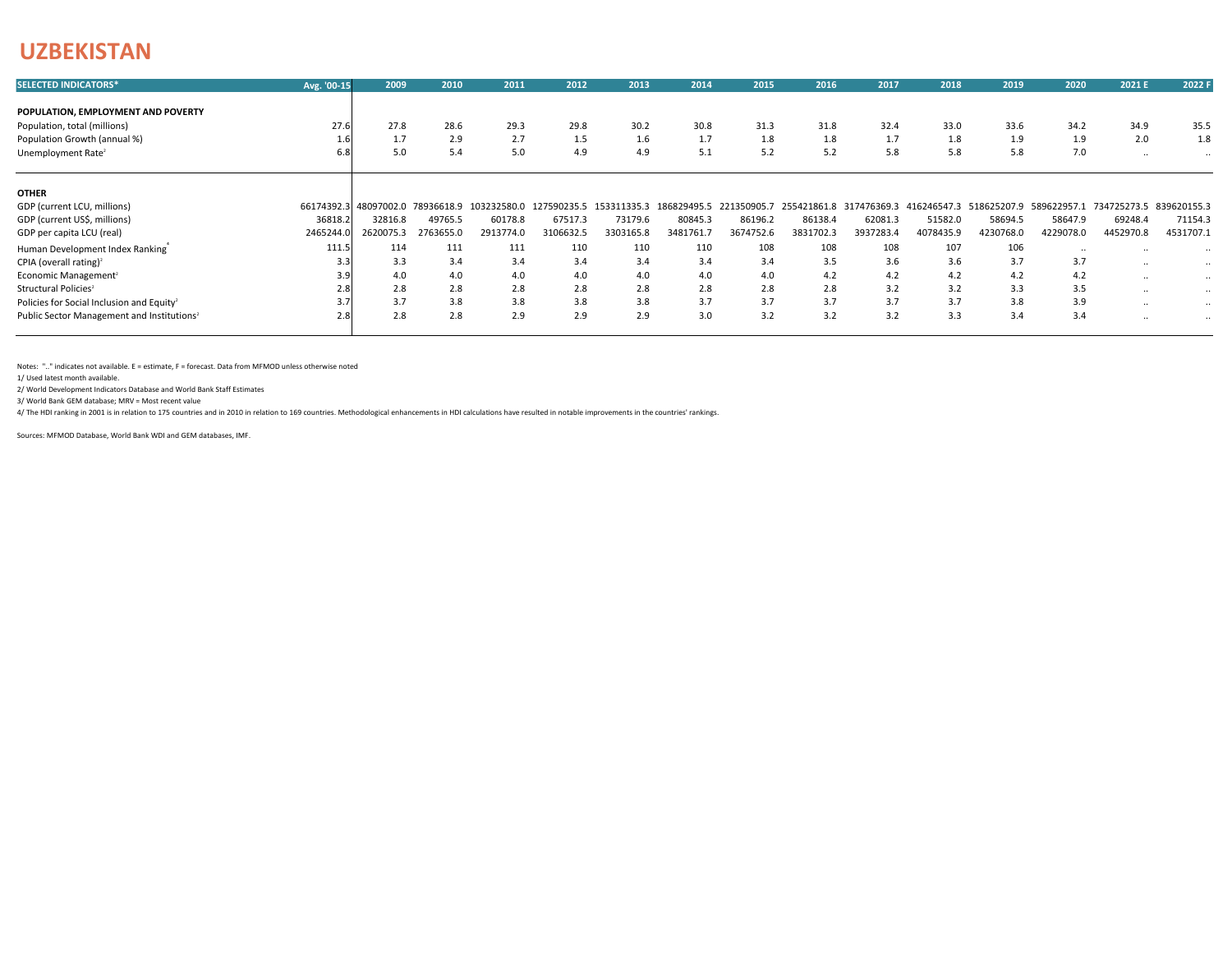# UZBEKISTAN

| SELECTED INDICATORS* | Avg. '00-15 | 2009 | 2010 | 2011 | 2012 | 2013 | 2014 | 2015 | 2016 | 2017 | 2018 | 2019 | 2020 | 2021 E | 2022 F |
|---|---|---|---|---|---|---|---|---|---|---|---|---|---|---|---|
| **POPULATION, EMPLOYMENT AND POVERTY** | | | | | | | | | | | | | | | |
| Population, total (millions) | 27.6 | 27.8 | 28.6 | 29.3 | 29.8 | 30.2 | 30.8 | 31.3 | 31.8 | 32.4 | 33.0 | 33.6 | 34.2 | 34.9 | 35.5 |
| Population Growth (annual %) | 1.6 | 1.7 | 2.9 | 2.7 | 1.5 | 1.6 | 1.7 | 1.8 | 1.8 | 1.7 | 1.8 | 1.9 | 1.9 | 2.0 | 1.8 |
| Unemployment Rate[2] | 6.8 | 5.0 | 5.4 | 5.0 | 4.9 | 4.9 | 5.1 | 5.2 | 5.2 | 5.8 | 5.8 | 5.8 | 7.0 | .. | .. |
| **OTHER** | | | | | | | | | | | | | | | |
| GDP (current LCU, millions) | 66174392.3 | 48097002.0 | 78936618.9 | 103232580.0 | 127590235.5 | 153311335.3 | 186829495.5 | 221350905.7 | 255421861.8 | 317476369.3 | 416246547.3 | 518625207.9 | 589622957.1 | 734725273.5 | 839620155.3 |
| GDP (current US$, millions) | 36818.2 | 32816.8 | 49765.5 | 60178.8 | 67517.3 | 73179.6 | 80845.3 | 86196.2 | 86138.4 | 62081.3 | 51582.0 | 58694.5 | 58647.9 | 69248.4 | 71154.3 |
| GDP per capita LCU (real) | 2465244.0 | 2620075.3 | 2763655.0 | 2913774.0 | 3106632.5 | 3303165.8 | 3481761.7 | 3674752.6 | 3831702.3 | 3937283.4 | 4078435.9 | 4230768.0 | 4229078.0 | 4452970.8 | 4531707.1 |
| Human Development Index Ranking[4] | 111.5 | 114 | 111 | 111 | 110 | 110 | 110 | 108 | 108 | 108 | 107 | 106 | .. | .. | .. |
| CPIA (overall rating)[2] | 3.3 | 3.3 | 3.4 | 3.4 | 3.4 | 3.4 | 3.4 | 3.4 | 3.5 | 3.6 | 3.6 | 3.7 | 3.7 | .. | .. |
| Economic Management[2] | 3.9 | 4.0 | 4.0 | 4.0 | 4.0 | 4.0 | 4.0 | 4.0 | 4.2 | 4.2 | 4.2 | 4.2 | 4.2 | .. | .. |
| Structural Policies[2] | 2.8 | 2.8 | 2.8 | 2.8 | 2.8 | 2.8 | 2.8 | 2.8 | 2.8 | 3.2 | 3.2 | 3.3 | 3.5 | .. | .. |
| Policies for Social Inclusion and Equity[2] | 3.7 | 3.7 | 3.8 | 3.8 | 3.8 | 3.8 | 3.7 | 3.7 | 3.7 | 3.7 | 3.7 | 3.8 | 3.9 | .. | .. |
| Public Sector Management and Institutions[2] | 2.8 | 2.8 | 2.8 | 2.9 | 2.9 | 2.9 | 3.0 | 3.2 | 3.2 | 3.2 | 3.3 | 3.4 | 3.4 | .. | .. |

Notes: ".." indicates not available. E = estimate, F = forecast. Data from MFMOD unless otherwise noted

1/ Used latest month available.

2/ World Development Indicators Database and World Bank Staff Estimates

3/ World Bank GEM database; MRV = Most recent value

4/ The HDI ranking in 2001 is in relation to 175 countries and in 2010 in relation to 169 countries. Methodological enhancements in HDI calculations have resulted in notable improvements in the countries' rankings.

Sources: MFMOD Database, World Bank WDI and GEM databases, IMF.